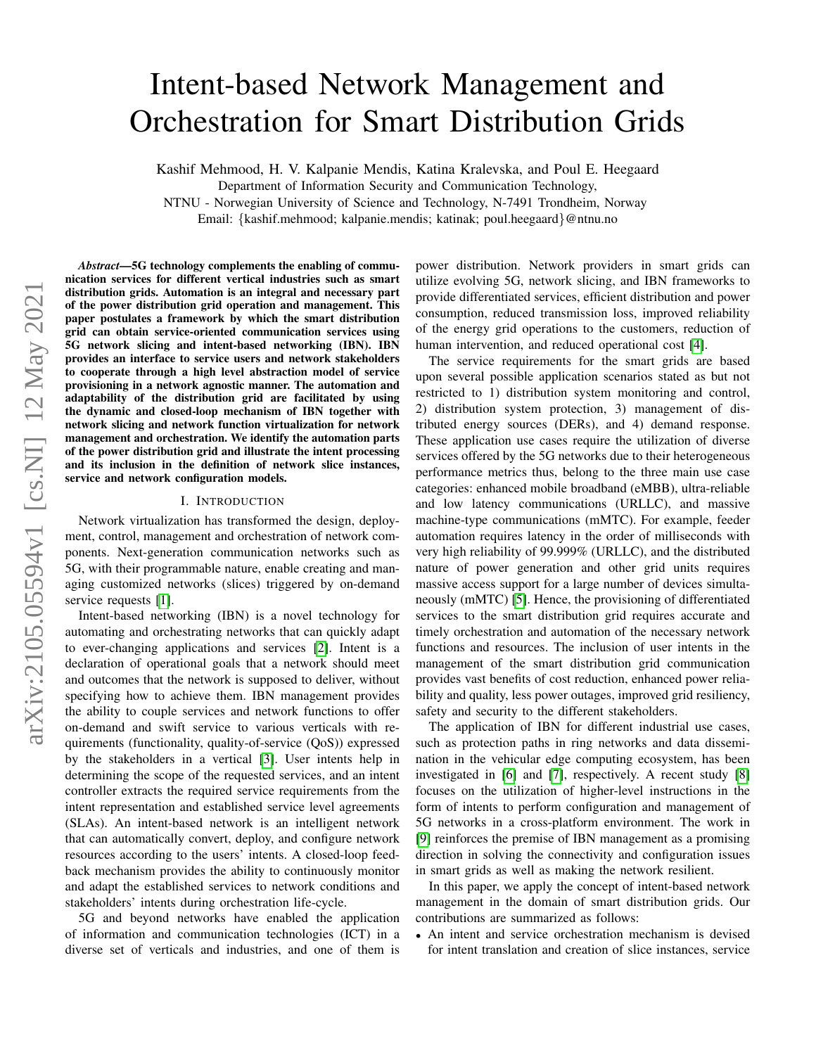# Intent-based Network Management and Orchestration for Smart Distribution Grids

Kashif Mehmood, H. V. Kalpanie Mendis, Katina Kralevska, and Poul E. Heegaard

Department of Information Security and Communication Technology,
NTNU - Norwegian University of Science and Technology, N-7491 Trondheim, Norway
Email: {kashif.mehmood; kalpanie.mendis; katinak; poul.heegaard}@ntnu.no

***Abstract*—5G technology complements the enabling of communication services for different evolving vertical industries such as smart distribution grids. Automation is an integral and necessary part of the power distribution grid operation and management. This paper postulates a framework by which the smart distribution grid can obtain service-oriented communication services using 5G network slicing and intent-based networking (IBN). IBN provides an interface to service users and network stakeholders to cooperate through a high level abstraction model of service provisioning in a network agnostic manner. The automation and adaptability of the distribution grid are facilitated by using the dynamic and closed-loop mechanism of IBN together with network slicing and network function virtualization for network management and orchestration. We identify the automation parts of the power distribution grid and illustrate the intent processing and its inclusion in the definition of network slice instances, service and network configuration models.**

## I. Introduction

Network virtualization has transformed the design, deployment, control, management and orchestration of network components. Next-generation communication networks such as 5G, with their programmable nature, enable creating and managing customized networks (slices) triggered by on-demand service requests [1].

Intent-based networking (IBN) is a novel technology for automating and orchestrating networks that can quickly adapt to ever-changing applications and services [2]. Intent is a declaration of operational goals that a network should meet and outcomes that the network is supposed to deliver, without specifying how to achieve them. IBN management provides the ability to couple services and network functions to offer on-demand and swift service to various verticals with requirements (functionality, quality-of-service (QoS)) expressed by the stakeholders in a vertical [3]. User intents help in determining the scope of the requested services, and an intent controller extracts the required service requirements from the intent representation and established service level agreements (SLAs). An intent-based network is an intelligent network that can automatically convert, deploy, and configure network resources according to the users' intents. A closed-loop feedback mechanism provides the ability to continuously monitor and adapt the established services to network conditions and stakeholders' intents during orchestration life-cycle.

5G and beyond networks have enabled the application of information and communication technologies (ICT) in a diverse set of verticals and industries, and one of them is power distribution. Network providers in smart grids can utilize evolving 5G, network slicing, and IBN frameworks to provide differentiated services, efficient distribution and power consumption, reduced transmission loss, improved reliability of the energy grid operations to the customers, reduction of human intervention, and reduced operational cost [4].

The service requirements for the smart grids are based upon several possible application scenarios stated as but not restricted to 1) distribution system monitoring and control, 2) distribution system protection, 3) management of distributed energy sources (DERs), and 4) demand response. These application use cases require the utilization of diverse services offered by the 5G networks due to their heterogeneous performance metrics thus, belong to the three main use case categories: enhanced mobile broadband (eMBB), ultra-reliable and low latency communications (URLLC), and massive machine-type communications (mMTC). For example, feeder automation requires latency in the order of milliseconds with very high reliability of 99.999% (URLLC), and the distributed nature of power generation and other grid units requires massive access support for a large number of devices simultaneously (mMTC) [5]. Hence, the provisioning of differentiated services to the smart distribution grid requires accurate and timely orchestration and automation of the necessary network functions and resources. The inclusion of user intents in the management of the smart distribution grid communication provides vast benefits of cost reduction, enhanced power reliability and quality, less power outages, improved grid resiliency, safety and security to the different stakeholders.

The application of IBN for different industrial use cases, such as protection paths in ring networks and data dissemination in the vehicular edge computing ecosystem, has been investigated in [6] and [7], respectively. A recent study [8] focuses on the utilization of higher-level instructions in the form of intents to perform configuration and management of 5G networks in a cross-platform environment. The work in [9] reinforces the premise of IBN management as a promising direction in solving the connectivity and configuration issues in smart grids as well as making the network resilient.

In this paper, we apply the concept of intent-based network management in the domain of smart distribution grids. Our contributions are summarized as follows:

- An intent and service orchestration mechanism is devised for intent translation and creation of slice instances, service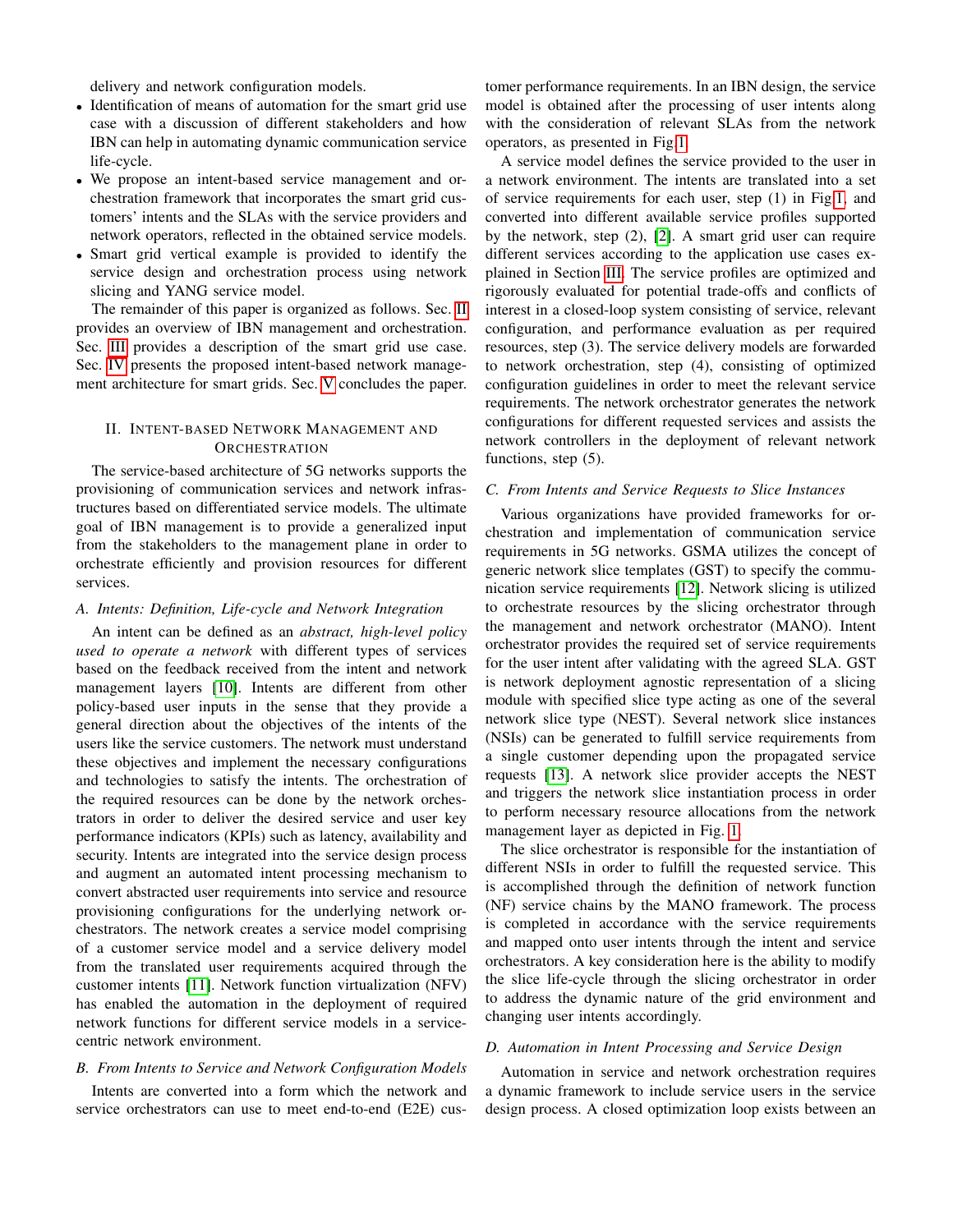delivery and network configuration models.

- Identification of means of automation for the smart grid use case with a discussion of different stakeholders and how IBN can help in automating dynamic communication service life-cycle.
- We propose an intent-based service management and orchestration framework that incorporates the smart grid customers' intents and the SLAs with the service providers and network operators, reflected in the obtained service models.
- Smart grid vertical example is provided to identify the service design and orchestration process using network slicing and YANG service model.

The remainder of this paper is organized as follows. Sec. II provides an overview of IBN management and orchestration. Sec. III provides a description of the smart grid use case. Sec. IV presents the proposed intent-based network management architecture for smart grids. Sec. V concludes the paper.

## II. Intent-based Network Management and Orchestration

The service-based architecture of 5G networks supports the provisioning of communication services and network infrastructures based on differentiated service models. The ultimate goal of IBN management is to provide a generalized input from the stakeholders to the management plane in order to orchestrate efficiently and provision resources for different services.

### A. Intents: Definition, Life-cycle and Network Integration

An intent can be defined as an *abstract, high-level policy used to operate a network* with different types of services based on the feedback received from the intent and network management layers [10]. Intents are different from other policy-based user inputs in the sense that they provide a general direction about the objectives of the intents of the users like the service customers. The network must understand these objectives and implement the necessary configurations and technologies to satisfy the intents. The orchestration of the required resources can be done by the network orchestrators in order to deliver the desired service and user key performance indicators (KPIs) such as latency, availability and security. Intents are integrated into the service design process and augment an automated intent processing mechanism to convert abstracted user requirements into service and resource provisioning configurations for the underlying network orchestrators. The network creates a service model comprising of a customer service model and a service delivery model from the translated user requirements acquired through the customer intents [11]. Network function virtualization (NFV) has enabled the automation in the deployment of required network functions for different service models in a service-centric network environment.

### B. From Intents to Service and Network Configuration Models

Intents are converted into a form which the network and service orchestrators can use to meet end-to-end (E2E) customer performance requirements. In an IBN design, the service model is obtained after the processing of user intents along with the consideration of relevant SLAs from the network operators, as presented in Fig 1.

A service model defines the service provided to the user in a network environment. The intents are translated into a set of service requirements for each user, step (1) in Fig 1, and converted into different available service profiles supported by the network, step (2), [2]. A smart grid user can require different services according to the application use cases explained in Section III. The service profiles are optimized and rigorously evaluated for potential trade-offs and conflicts of interest in a closed-loop system consisting of service, relevant configuration, and performance evaluation as per required resources, step (3). The service delivery models are forwarded to network orchestration, step (4), consisting of optimized configuration guidelines in order to meet the relevant service requirements. The network orchestrator generates the network configurations for different requested services and assists the network controllers in the deployment of relevant network functions, step (5).

### C. From Intents and Service Requests to Slice Instances

Various organizations have provided frameworks for orchestration and implementation of communication service requirements in 5G networks. GSMA utilizes the concept of generic network slice templates (GST) to specify the communication service requirements [12]. Network slicing is utilized to orchestrate resources by the slicing orchestrator through the management and network orchestrator (MANO). Intent orchestrator provides the required set of service requirements for the user intent after validating with the agreed SLA. GST is network deployment agnostic representation of a slicing module with specified slice type acting as one of the several network slice type (NEST). Several network slice instances (NSIs) can be generated to fulfill service requirements from a single customer depending upon the propagated service requests [13]. A network slice provider accepts the NEST and triggers the network slice instantiation process in order to perform necessary resource allocations from the network management layer as depicted in Fig. 1.

The slice orchestrator is responsible for the instantiation of different NSIs in order to fulfill the requested service. This is accomplished through the definition of network function (NF) service chains by the MANO framework. The process is completed in accordance with the service requirements and mapped onto user intents through the intent and service orchestrators. A key consideration here is the ability to modify the slice life-cycle through the slicing orchestrator in order to address the dynamic nature of the grid environment and changing user intents accordingly.

### D. Automation in Intent Processing and Service Design

Automation in service and network orchestration requires a dynamic framework to include service users in the service design process. A closed optimization loop exists between an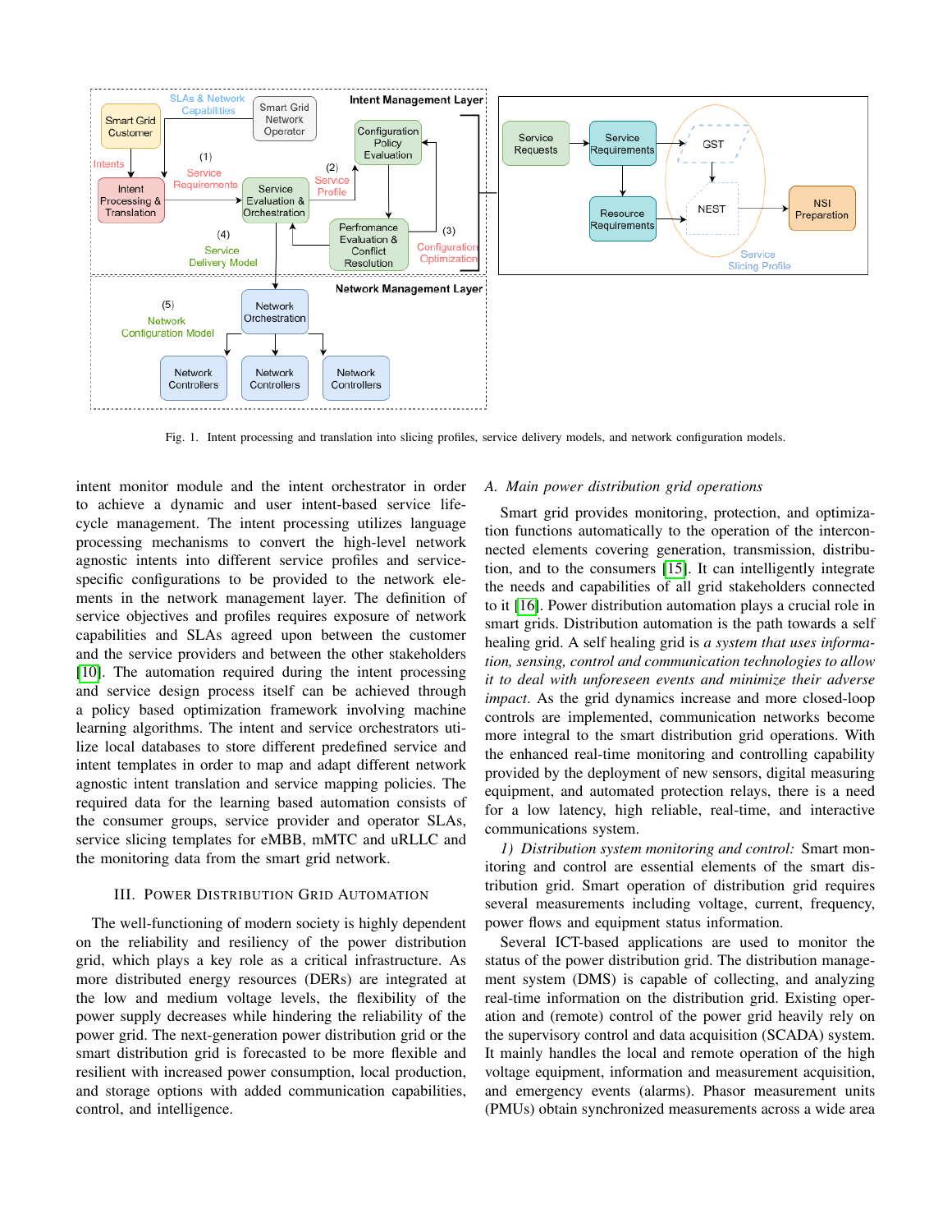Fig. 1. Intent processing and translation into slicing profiles, service delivery models, and network configuration models.

intent monitor module and the intent orchestrator in order to achieve a dynamic and user intent-based service lifecycle management. The intent processing utilizes language processing mechanisms to convert the high-level network agnostic intents into different service profiles and service-specific configurations to be provided to the network elements in the network management layer. The definition of service objectives and profiles requires exposure of network capabilities and SLAs agreed upon between the customer and the service providers and between the other stakeholders [10]. The automation required during the intent processing and service design process itself can be achieved through a policy based optimization framework involving machine learning algorithms. The intent and service orchestrators utilize local databases to store different predefined service and intent templates in order to map and adapt different network agnostic intent translation and service mapping policies. The required data for the learning based automation consists of the consumer groups, service provider and operator SLAs, service slicing templates for eMBB, mMTC and uRLLC and the monitoring data from the smart grid network.

## III. Power Distribution Grid Automation

The well-functioning of modern society is highly dependent on the reliability and resiliency of the power distribution grid, which plays a key role as a critical infrastructure. As more distributed energy resources (DERs) are integrated at the low and medium voltage levels, the flexibility of the power supply decreases while hindering the reliability of the power grid. The next-generation power distribution grid or the smart distribution grid is forecasted to be more flexible and resilient with increased power consumption, local production, and storage options with added communication capabilities, control, and intelligence.

### A. Main power distribution grid operations

Smart grid provides monitoring, protection, and optimization functions automatically to the operation of the interconnected elements covering generation, transmission, distribution, and to the consumers [15]. It can intelligently integrate the needs and capabilities of all grid stakeholders connected to it [16]. Power distribution automation plays a crucial role in smart grids. Distribution automation is the path towards a self healing grid. A self healing grid is *a system that uses information, sensing, control and communication technologies to allow it to deal with unforeseen events and minimize their adverse impact*. As the grid dynamics increase and more closed-loop controls are implemented, communication networks become more integral to the smart distribution grid operations. With the enhanced real-time monitoring and controlling capability provided by the deployment of new sensors, digital measuring equipment, and automated protection relays, there is a need for a low latency, high reliable, real-time, and interactive communications system.

*1) Distribution system monitoring and control:* Smart monitoring and control are essential elements of the smart distribution grid. Smart operation of distribution grid requires several measurements including voltage, current, frequency, power flows and equipment status information.

Several ICT-based applications are used to monitor the status of the power distribution grid. The distribution management system (DMS) is capable of collecting, and analyzing real-time information on the distribution grid. Existing operation and (remote) control of the power grid heavily rely on the supervisory control and data acquisition (SCADA) system. It mainly handles the local and remote operation of the high voltage equipment, information and measurement acquisition, and emergency events (alarms). Phasor measurement units (PMUs) obtain synchronized measurements across a wide area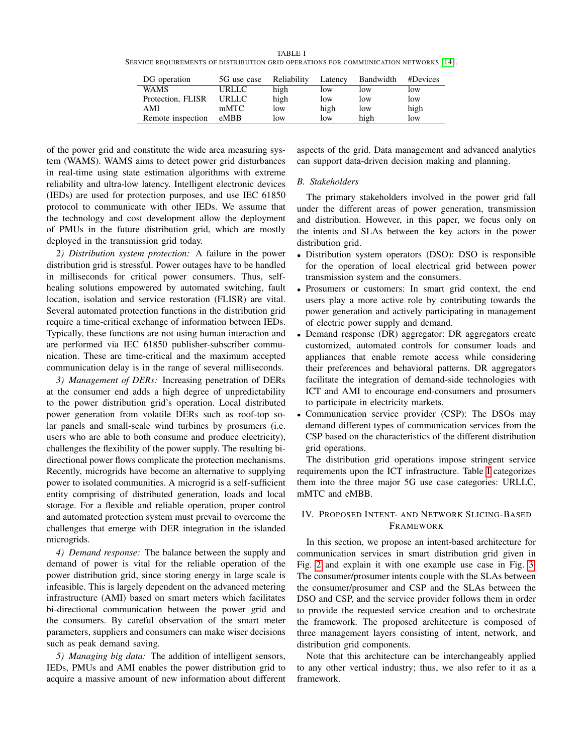TABLE I
SERVICE REQUIREMENTS OF DISTRIBUTION GRID OPERATIONS FOR COMMUNICATION NETWORKS [14].

| DG operation | 5G use case | Reliability | Latency | Bandwidth | #Devices |
|---|---|---|---|---|---|
| WAMS | URLLC | high | low | low | low |
| Protection, FLISR | URLLC | high | low | low | low |
| AMI | mMTC | low | high | low | high |
| Remote inspection | eMBB | low | low | high | low |

of the power grid and constitute the wide area measuring system (WAMS). WAMS aims to detect power grid disturbances in real-time using state estimation algorithms with extreme reliability and ultra-low latency. Intelligent electronic devices (IEDs) are used for protection purposes, and use IEC 61850 protocol to communicate with other IEDs. We assume that the technology and cost development allow the deployment of PMUs in the future distribution grid, which are mostly deployed in the transmission grid today.

*2) Distribution system protection:* A failure in the power distribution grid is stressful. Power outages have to be handled in milliseconds for critical power consumers. Thus, self-healing solutions empowered by automated switching, fault location, isolation and service restoration (FLISR) are vital. Several automated protection functions in the distribution grid require a time-critical exchange of information between IEDs. Typically, these functions are not using human interaction and are performed via IEC 61850 publisher-subscriber communication. These are time-critical and the maximum accepted communication delay is in the range of several milliseconds.

*3) Management of DERs:* Increasing penetration of DERs at the consumer end adds a high degree of unpredictability to the power distribution grid's operation. Local distributed power generation from volatile DERs such as roof-top solar panels and small-scale wind turbines by prosumers (i.e. users who are able to both consume and produce electricity), challenges the flexibility of the power supply. The resulting bi-directional power flows complicate the protection mechanisms. Recently, microgrids have become an alternative to supplying power to isolated communities. A microgrid is a self-sufficient entity comprising of distributed generation, loads and local storage. For a flexible and reliable operation, proper control and automated protection system must prevail to overcome the challenges that emerge with DER integration in the islanded microgrids.

*4) Demand response:* The balance between the supply and demand of power is vital for the reliable operation of the power distribution grid, since storing energy in large scale is infeasible. This is largely dependent on the advanced metering infrastructure (AMI) based on smart meters which facilitates bi-directional communication between the power grid and the consumers. By careful observation of the smart meter parameters, suppliers and consumers can make wiser decisions such as peak demand saving.

*5) Managing big data:* The addition of intelligent sensors, IEDs, PMUs and AMI enables the power distribution grid to acquire a massive amount of new information about different aspects of the grid. Data management and advanced analytics can support data-driven decision making and planning.

### B. Stakeholders

The primary stakeholders involved in the power grid fall under the different areas of power generation, transmission and distribution. However, in this paper, we focus only on the intents and SLAs between the key actors in the power distribution grid.

- Distribution system operators (DSO): DSO is responsible for the operation of local electrical grid between power transmission system and the consumers.
- Prosumers or customers: In smart grid context, the end users play a more active role by contributing towards the power generation and actively participating in management of electric power supply and demand.
- Demand response (DR) aggregator: DR aggregators create customized, automated controls for consumer loads and appliances that enable remote access while considering their preferences and behavioral patterns. DR aggregators facilitate the integration of demand-side technologies with ICT and AMI to encourage end-consumers and prosumers to participate in electricity markets.
- Communication service provider (CSP): The DSOs may demand different types of communication services from the CSP based on the characteristics of the different distribution grid operations.

The distribution grid operations impose stringent service requirements upon the ICT infrastructure. Table I categorizes them into the three major 5G use case categories: URLLC, mMTC and eMBB.

## IV. PROPOSED INTENT- AND NETWORK SLICING-BASED FRAMEWORK

In this section, we propose an intent-based architecture for communication services in smart distribution grid given in Fig. 2 and explain it with one example use case in Fig. 3. The consumer/prosumer intents couple with the SLAs between the consumer/prosumer and CSP and the SLAs between the DSO and CSP, and the service provider follows them in order to provide the requested service creation and to orchestrate the framework. The proposed architecture is composed of three management layers consisting of intent, network, and distribution grid components.

Note that this architecture can be interchangeably applied to any other vertical industry; thus, we also refer to it as a framework.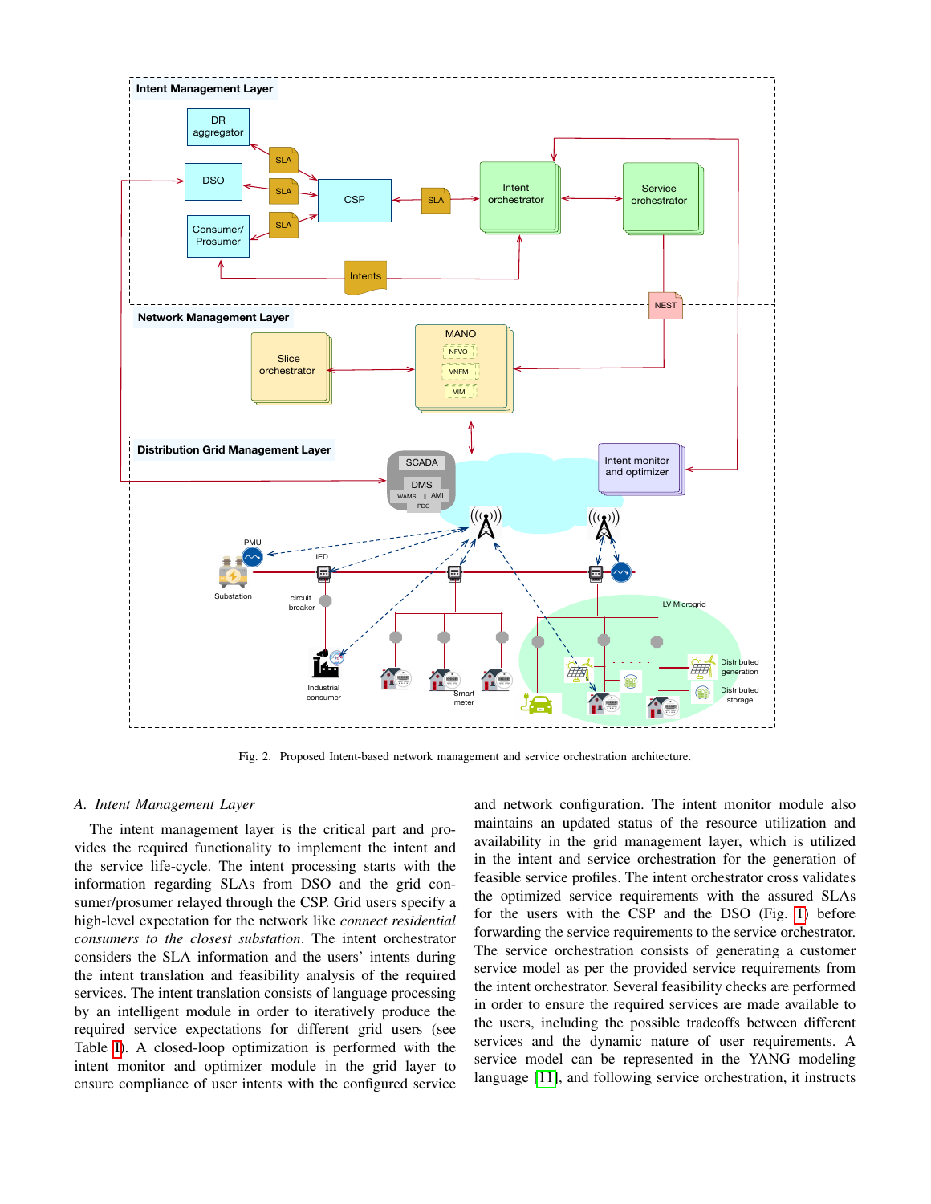Fig. 2. Proposed Intent-based network management and service orchestration architecture.

### A. Intent Management Layer

The intent management layer is the critical part and provides the required functionality to implement the intent and the service life-cycle. The intent processing starts with the information regarding SLAs from DSO and the grid consumer/prosumer relayed through the CSP. Grid users specify a high-level expectation for the network like *connect residential consumers to the closest substation*. The intent orchestrator considers the SLA information and the users' intents during the intent translation and feasibility analysis of the required services. The intent translation consists of language processing by an intelligent module in order to iteratively produce the required service expectations for different grid users (see Table I). A closed-loop optimization is performed with the intent monitor and optimizer module in the grid layer to ensure compliance of user intents with the configured service and network configuration. The intent monitor module also maintains an updated status of the resource utilization and availability in the grid management layer, which is utilized in the intent and service orchestration for the generation of feasible service profiles. The intent orchestrator cross validates the optimized service requirements with the assured SLAs for the users with the CSP and the DSO (Fig. 1) before forwarding the service requirements to the service orchestrator. The service orchestration consists of generating a customer service model as per the provided service requirements from the intent orchestrator. Several feasibility checks are performed in order to ensure the required services are made available to the users, including the possible tradeoffs between different services and the dynamic nature of user requirements. A service model can be represented in the YANG modeling language [11], and following service orchestration, it instructs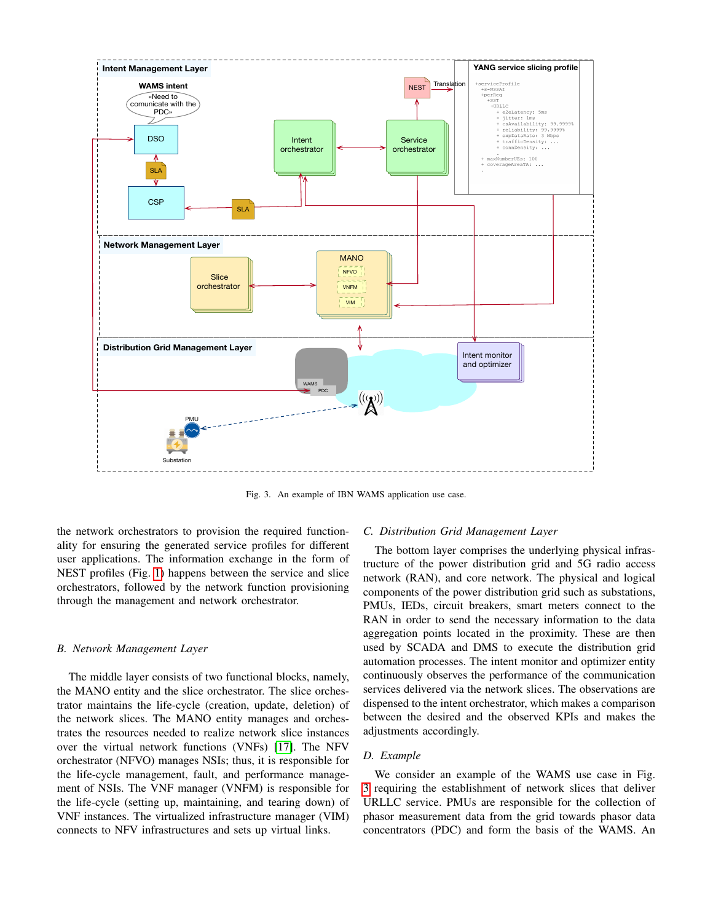Fig. 3. An example of IBN WAMS application use case.

the network orchestrators to provision the required functionality for ensuring the generated service profiles for different user applications. The information exchange in the form of NEST profiles (Fig. 1) happens between the service and slice orchestrators, followed by the network function provisioning through the management and network orchestrator.

### B. Network Management Layer

The middle layer consists of two functional blocks, namely, the MANO entity and the slice orchestrator. The slice orchestrator maintains the life-cycle (creation, update, deletion) of the network slices. The MANO entity manages and orchestrates the resources needed to realize network slice instances over the virtual network functions (VNFs) [17]. The NFV orchestrator (NFVO) manages NSIs; thus, it is responsible for the life-cycle management, fault, and performance management of NSIs. The VNF manager (VNFM) is responsible for the life-cycle (setting up, maintaining, and tearing down) of VNF instances. The virtualized infrastructure manager (VIM) connects to NFV infrastructures and sets up virtual links.

### C. Distribution Grid Management Layer

The bottom layer comprises the underlying physical infrastructure of the power distribution grid and 5G radio access network (RAN), and core network. The physical and logical components of the power distribution grid such as substations, PMUs, IEDs, circuit breakers, smart meters connect to the RAN in order to send the necessary information to the data aggregation points located in the proximity. These are then used by SCADA and DMS to execute the distribution grid automation processes. The intent monitor and optimizer entity continuously observes the performance of the communication services delivered via the network slices. The observations are dispensed to the intent orchestrator, which makes a comparison between the desired and the observed KPIs and makes the adjustments accordingly.

### D. Example

We consider an example of the WAMS use case in Fig. 3 requiring the establishment of network slices that deliver URLLC service. PMUs are responsible for the collection of phasor measurement data from the grid towards phasor data concentrators (PDC) and form the basis of the WAMS. An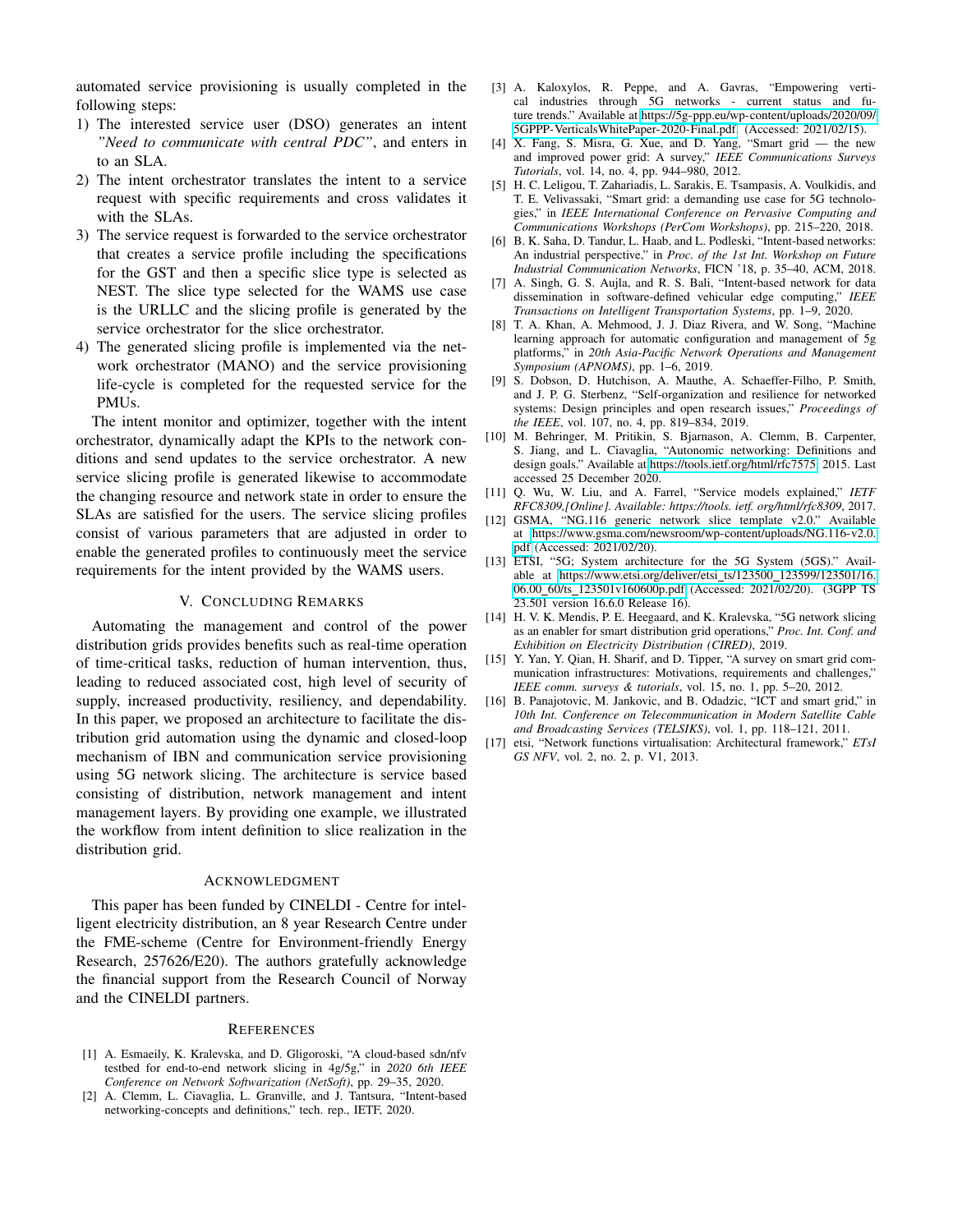automated service provisioning is usually completed in the following steps:

1) The interested service user (DSO) generates an intent *"Need to communicate with central PDC"*, and enters in to an SLA.
2) The intent orchestrator translates the intent to a service request with specific requirements and cross validates it with the SLAs.
3) The service request is forwarded to the service orchestrator that creates a service profile including the specifications for the GST and then a specific slice type is selected as NEST. The slice type selected for the WAMS use case is the URLLC and the slicing profile is generated by the service orchestrator for the slice orchestrator.
4) The generated slicing profile is implemented via the network orchestrator (MANO) and the service provisioning life-cycle is completed for the requested service for the PMUs.

The intent monitor and optimizer, together with the intent orchestrator, dynamically adapt the KPIs to the network conditions and send updates to the service orchestrator. A new service slicing profile is generated likewise to accommodate the changing resource and network state in order to ensure the SLAs are satisfied for the users. The service slicing profiles consist of various parameters that are adjusted in order to enable the generated profiles to continuously meet the service requirements for the intent provided by the WAMS users.

## V. Concluding Remarks

Automating the management and control of the power distribution grids provides benefits such as real-time operation of time-critical tasks, reduction of human intervention, thus, leading to reduced associated cost, high level of security of supply, increased productivity, resiliency, and dependability. In this paper, we proposed an architecture to facilitate the distribution grid automation using the dynamic and closed-loop mechanism of IBN and communication service provisioning using 5G network slicing. The architecture is service based consisting of distribution, network management and intent management layers. By providing one example, we illustrated the workflow from intent definition to slice realization in the distribution grid.

## Acknowledgment

This paper has been funded by CINELDI - Centre for intelligent electricity distribution, an 8 year Research Centre under the FME-scheme (Centre for Environment-friendly Energy Research, 257626/E20). The authors gratefully acknowledge the financial support from the Research Council of Norway and the CINELDI partners.

## References

[1] A. Esmaeily, K. Kralevska, and D. Gligoroski, "A cloud-based sdn/nfv testbed for end-to-end network slicing in 4g/5g," in *2020 6th IEEE Conference on Network Softwarization (NetSoft)*, pp. 29–35, 2020.

[2] A. Clemm, L. Ciavaglia, L. Granville, and J. Tantsura, "Intent-based networking-concepts and definitions," tech. rep., IETF, 2020.

[3] A. Kaloxylos, R. Peppe, and A. Gavras, "Empowering vertical industries through 5G networks - current status and future trends." Available at https://5g-ppp.eu/wp-content/uploads/2020/09/5GPPP-VerticalsWhitePaper-2020-Final.pdf (Accessed: 2021/02/15).

[4] X. Fang, S. Misra, G. Xue, and D. Yang, "Smart grid — the new and improved power grid: A survey," *IEEE Communications Surveys Tutorials*, vol. 14, no. 4, pp. 944–980, 2012.

[5] H. C. Leligou, T. Zahariadis, L. Sarakis, E. Tsampasis, A. Voulkidis, and T. E. Velivassaki, "Smart grid: a demanding use case for 5G technologies," in *IEEE International Conference on Pervasive Computing and Communications Workshops (PerCom Workshops)*, pp. 215–220, 2018.

[6] B. K. Saha, D. Tandur, L. Haab, and L. Podleski, "Intent-based networks: An industrial perspective," in *Proc. of the 1st Int. Workshop on Future Industrial Communication Networks*, FICN '18, p. 35–40, ACM, 2018.

[7] A. Singh, G. S. Aujla, and R. S. Bali, "Intent-based network for data dissemination in software-defined vehicular edge computing," *IEEE Transactions on Intelligent Transportation Systems*, pp. 1–9, 2020.

[8] T. A. Khan, A. Mehmood, J. J. Diaz Rivera, and W. Song, "Machine learning approach for automatic configuration and management of 5g platforms," in *20th Asia-Pacific Network Operations and Management Symposium (APNOMS)*, pp. 1–6, 2019.

[9] S. Dobson, D. Hutchison, A. Mauthe, A. Schaeffer-Filho, P. Smith, and J. P. G. Sterbenz, "Self-organization and resilience for networked systems: Design principles and open research issues," *Proceedings of the IEEE*, vol. 107, no. 4, pp. 819–834, 2019.

[10] M. Behringer, M. Pritikin, S. Bjarnason, A. Clemm, B. Carpenter, S. Jiang, and L. Ciavaglia, "Autonomic networking: Definitions and design goals." Available at https://tools.ietf.org/html/rfc7575 2015. Last accessed 25 December 2020.

[11] Q. Wu, W. Liu, and A. Farrel, "Service models explained," *IETF RFC8309,[Online]. Available: https://tools. ietf. org/html/rfc8309*, 2017.

[12] GSMA, "NG.116 generic network slice template v2.0." Available at https://www.gsma.com/newsroom/wp-content/uploads/NG.116-v2.0.pdf (Accessed: 2021/02/20).

[13] ETSI, "5G; System architecture for the 5G System (5GS)." Available at https://www.etsi.org/deliver/etsi_ts/123500_123599/123501/16.06.00_60/ts_123501v160600p.pdf (Accessed: 2021/02/20). (3GPP TS 23.501 version 16.6.0 Release 16).

[14] H. V. K. Mendis, P. E. Heegaard, and K. Kralevska, "5G network slicing as an enabler for smart distribution grid operations," *Proc. Int. Conf. and Exhibition on Electricity Distribution (CIRED)*, 2019.

[15] Y. Yan, Y. Qian, H. Sharif, and D. Tipper, "A survey on smart grid communication infrastructures: Motivations, requirements and challenges," *IEEE comm. surveys & tutorials*, vol. 15, no. 1, pp. 5–20, 2012.

[16] B. Panajotovic, M. Jankovic, and B. Odadzic, "ICT and smart grid," in *10th Int. Conference on Telecommunication in Modern Satellite Cable and Broadcasting Services (TELSIKS)*, vol. 1, pp. 118–121, 2011.

[17] etsi, "Network functions virtualisation: Architectural framework," *ETsI GS NFV*, vol. 2, no. 2, p. V1, 2013.